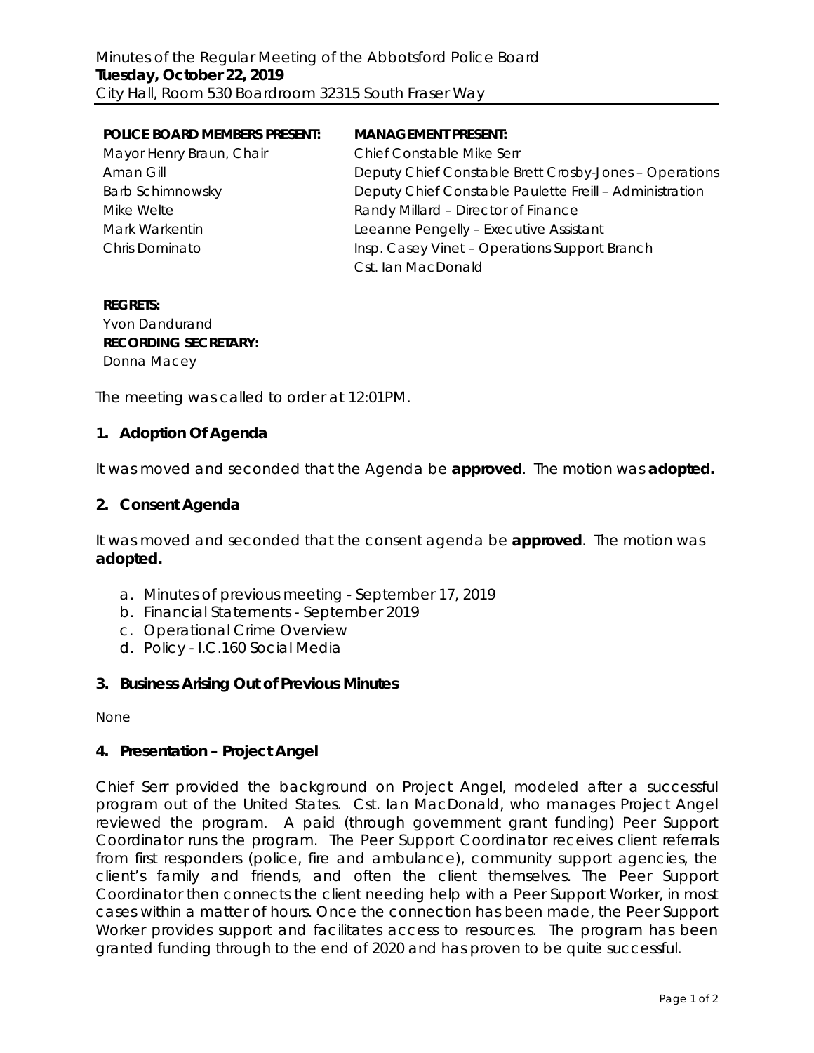Minutes of the Regular Meeting of the Abbotsford Police Board
**Tuesday, October 22, 2019**
City Hall, Room 530 Boardroom 32315 South Fraser Way

| **POLICE BOARD MEMBERS PRESENT:** | **MANAGEMENT PRESENT:** |
|---|---|
| Mayor Henry Braun, Chair | Chief Constable Mike Serr |
| Aman Gill | Deputy Chief Constable Brett Crosby-Jones – Operations |
| Barb Schimnowsky | Deputy Chief Constable Paulette Freill – Administration |
| Mike Welte | Randy Millard – Director of Finance |
| Mark Warkentin | Leeanne Pengelly – Executive Assistant |
| Chris Dominato | Insp. Casey Vinet – Operations Support Branch |
| | Cst. Ian MacDonald |

**REGRETS:**
Yvon Dandurand
**RECORDING SECRETARY:**
Donna Macey

The meeting was called to order at 12:01PM.

## 1. Adoption Of Agenda

It was moved and seconded that the Agenda be **approved**. The motion was **adopted.**

## 2. Consent Agenda

It was moved and seconded that the consent agenda be **approved**. The motion was **adopted.**

a. Minutes of previous meeting - September 17, 2019
b. Financial Statements - September 2019
c. Operational Crime Overview
d. Policy - I.C.160 Social Media

## 3. Business Arising Out of Previous Minutes

None

## 4. Presentation – Project Angel

Chief Serr provided the background on Project Angel, modeled after a successful program out of the United States. Cst. Ian MacDonald, who manages Project Angel reviewed the program. A paid (through government grant funding) Peer Support Coordinator runs the program. The Peer Support Coordinator receives client referrals from first responders (police, fire and ambulance), community support agencies, the client's family and friends, and often the client themselves. The Peer Support Coordinator then connects the client needing help with a Peer Support Worker, in most cases within a matter of hours. Once the connection has been made, the Peer Support Worker provides support and facilitates access to resources. The program has been granted funding through to the end of 2020 and has proven to be quite successful.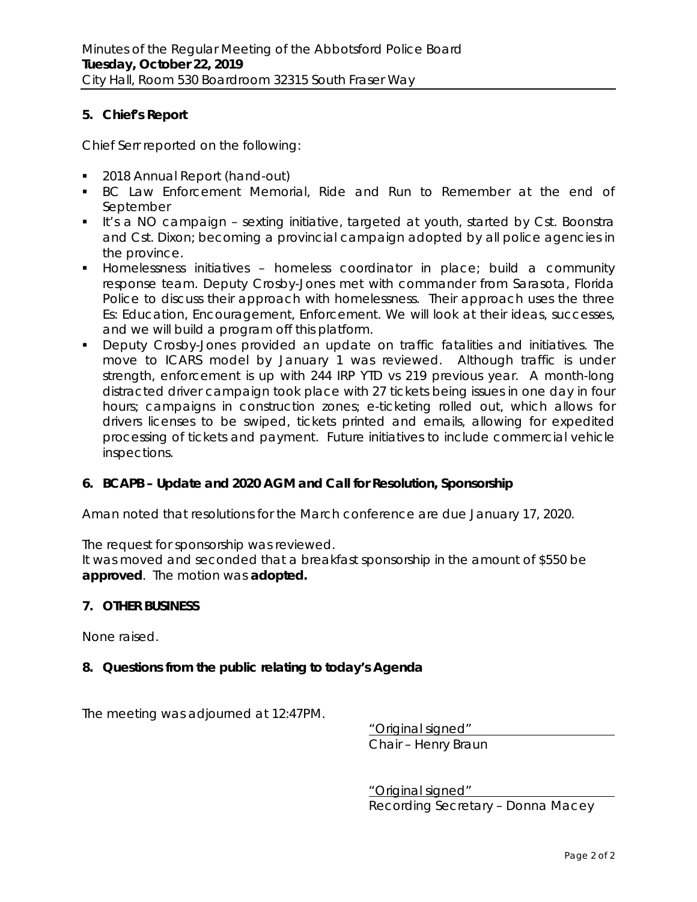Minutes of the Regular Meeting of the Abbotsford Police Board
**Tuesday, October 22, 2019**
City Hall, Room 530 Boardroom 32315 South Fraser Way

## 5. Chief's Report

Chief Serr reported on the following:

- 2018 Annual Report (hand-out)
- BC Law Enforcement Memorial, Ride and Run to Remember at the end of September
- It's a NO campaign – sexting initiative, targeted at youth, started by Cst. Boonstra and Cst. Dixon; becoming a provincial campaign adopted by all police agencies in the province.
- Homelessness initiatives – homeless coordinator in place; build a community response team. Deputy Crosby-Jones met with commander from Sarasota, Florida Police to discuss their approach with homelessness. Their approach uses the three Es: Education, Encouragement, Enforcement. We will look at their ideas, successes, and we will build a program off this platform.
- Deputy Crosby-Jones provided an update on traffic fatalities and initiatives. The move to ICARS model by January 1 was reviewed. Although traffic is under strength, enforcement is up with 244 IRP YTD vs 219 previous year. A month-long distracted driver campaign took place with 27 tickets being issues in one day in four hours; campaigns in construction zones; e-ticketing rolled out, which allows for drivers licenses to be swiped, tickets printed and emails, allowing for expedited processing of tickets and payment. Future initiatives to include commercial vehicle inspections.

## 6. BCAPB – Update and 2020 AGM and Call for Resolution, Sponsorship

Aman noted that resolutions for the March conference are due January 17, 2020.

The request for sponsorship was reviewed.
It was moved and seconded that a breakfast sponsorship in the amount of $550 be **approved**. The motion was **adopted.**

## 7. OTHER BUSINESS

None raised.

## 8. Questions from the public relating to today's Agenda

The meeting was adjourned at 12:47PM.

"Original signed"
Chair – Henry Braun

"Original signed"
Recording Secretary – Donna Macey